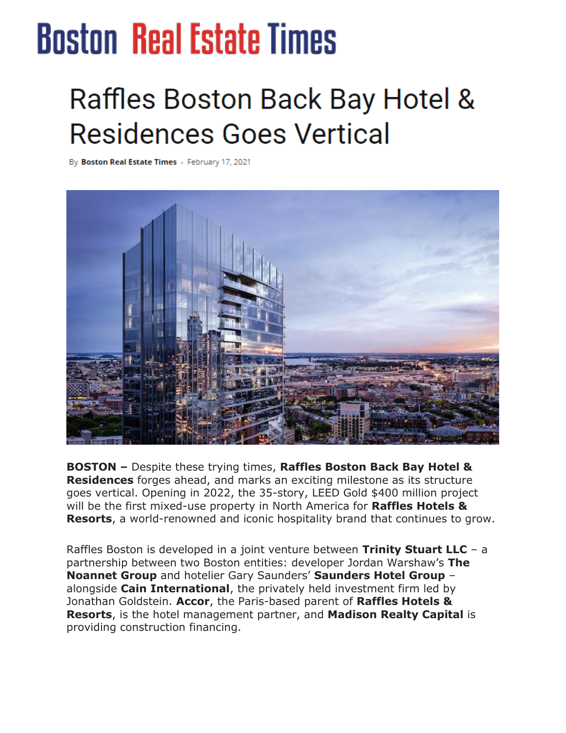# Boston Real Estate Times

## Raffles Boston Back Bay Hotel & Residences Goes Vertical

By **Boston Real Estate Times** - February 17, 2021

**BOSTON –** Despite these trying times, **Raffles Boston Back Bay Hotel & Residences** forges ahead, and marks an exciting milestone as its structure goes vertical. Opening in 2022, the 35-story, LEED Gold $400 million project will be the first mixed-use property in North America for **Raffles Hotels & Resorts**, a world-renowned and iconic hospitality brand that continues to grow.

Raffles Boston is developed in a joint venture between **Trinity Stuart LLC** – a partnership between two Boston entities: developer Jordan Warshaw's **The Noannet Group** and hotelier Gary Saunders' **Saunders Hotel Group** – alongside **Cain International**, the privately held investment firm led by Jonathan Goldstein. **Accor**, the Paris-based parent of **Raffles Hotels & Resorts**, is the hotel management partner, and **Madison Realty Capital** is providing construction financing.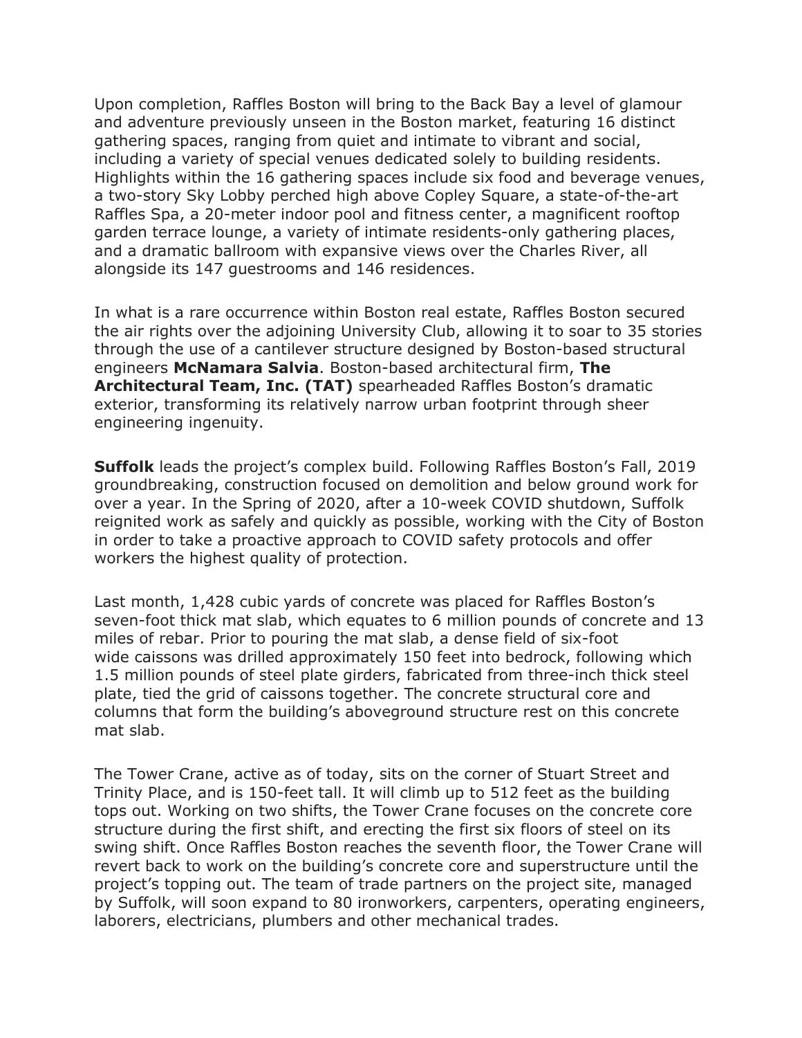Upon completion, Raffles Boston will bring to the Back Bay a level of glamour and adventure previously unseen in the Boston market, featuring 16 distinct gathering spaces, ranging from quiet and intimate to vibrant and social, including a variety of special venues dedicated solely to building residents. Highlights within the 16 gathering spaces include six food and beverage venues, a two-story Sky Lobby perched high above Copley Square, a state-of-the-art Raffles Spa, a 20-meter indoor pool and fitness center, a magnificent rooftop garden terrace lounge, a variety of intimate residents-only gathering places, and a dramatic ballroom with expansive views over the Charles River, all alongside its 147 guestrooms and 146 residences.

In what is a rare occurrence within Boston real estate, Raffles Boston secured the air rights over the adjoining University Club, allowing it to soar to 35 stories through the use of a cantilever structure designed by Boston-based structural engineers **McNamara Salvia**. Boston-based architectural firm, **The Architectural Team, Inc. (TAT)** spearheaded Raffles Boston's dramatic exterior, transforming its relatively narrow urban footprint through sheer engineering ingenuity.

**Suffolk** leads the project's complex build. Following Raffles Boston's Fall, 2019 groundbreaking, construction focused on demolition and below ground work for over a year. In the Spring of 2020, after a 10-week COVID shutdown, Suffolk reignited work as safely and quickly as possible, working with the City of Boston in order to take a proactive approach to COVID safety protocols and offer workers the highest quality of protection.

Last month, 1,428 cubic yards of concrete was placed for Raffles Boston's seven-foot thick mat slab, which equates to 6 million pounds of concrete and 13 miles of rebar. Prior to pouring the mat slab, a dense field of six-foot wide caissons was drilled approximately 150 feet into bedrock, following which 1.5 million pounds of steel plate girders, fabricated from three-inch thick steel plate, tied the grid of caissons together. The concrete structural core and columns that form the building's aboveground structure rest on this concrete mat slab.

The Tower Crane, active as of today, sits on the corner of Stuart Street and Trinity Place, and is 150-feet tall. It will climb up to 512 feet as the building tops out. Working on two shifts, the Tower Crane focuses on the concrete core structure during the first shift, and erecting the first six floors of steel on its swing shift. Once Raffles Boston reaches the seventh floor, the Tower Crane will revert back to work on the building's concrete core and superstructure until the project's topping out. The team of trade partners on the project site, managed by Suffolk, will soon expand to 80 ironworkers, carpenters, operating engineers, laborers, electricians, plumbers and other mechanical trades.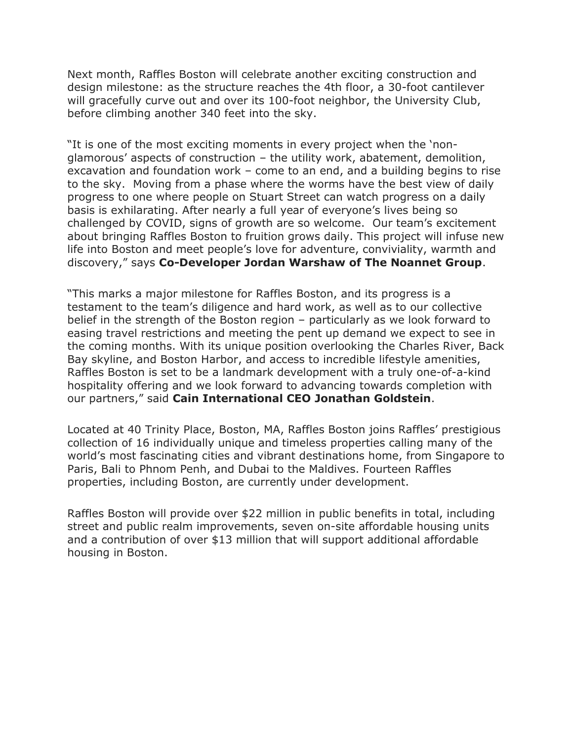Next month, Raffles Boston will celebrate another exciting construction and design milestone: as the structure reaches the 4th floor, a 30-foot cantilever will gracefully curve out and over its 100-foot neighbor, the University Club, before climbing another 340 feet into the sky.

"It is one of the most exciting moments in every project when the 'non-glamorous' aspects of construction – the utility work, abatement, demolition, excavation and foundation work – come to an end, and a building begins to rise to the sky. Moving from a phase where the worms have the best view of daily progress to one where people on Stuart Street can watch progress on a daily basis is exhilarating. After nearly a full year of everyone's lives being so challenged by COVID, signs of growth are so welcome. Our team's excitement about bringing Raffles Boston to fruition grows daily. This project will infuse new life into Boston and meet people's love for adventure, conviviality, warmth and discovery," says **Co-Developer Jordan Warshaw of The Noannet Group**.

"This marks a major milestone for Raffles Boston, and its progress is a testament to the team's diligence and hard work, as well as to our collective belief in the strength of the Boston region – particularly as we look forward to easing travel restrictions and meeting the pent up demand we expect to see in the coming months. With its unique position overlooking the Charles River, Back Bay skyline, and Boston Harbor, and access to incredible lifestyle amenities, Raffles Boston is set to be a landmark development with a truly one-of-a-kind hospitality offering and we look forward to advancing towards completion with our partners," said **Cain International CEO Jonathan Goldstein**.

Located at 40 Trinity Place, Boston, MA, Raffles Boston joins Raffles' prestigious collection of 16 individually unique and timeless properties calling many of the world's most fascinating cities and vibrant destinations home, from Singapore to Paris, Bali to Phnom Penh, and Dubai to the Maldives. Fourteen Raffles properties, including Boston, are currently under development.

Raffles Boston will provide over $22 million in public benefits in total, including street and public realm improvements, seven on-site affordable housing units and a contribution of over $13 million that will support additional affordable housing in Boston.